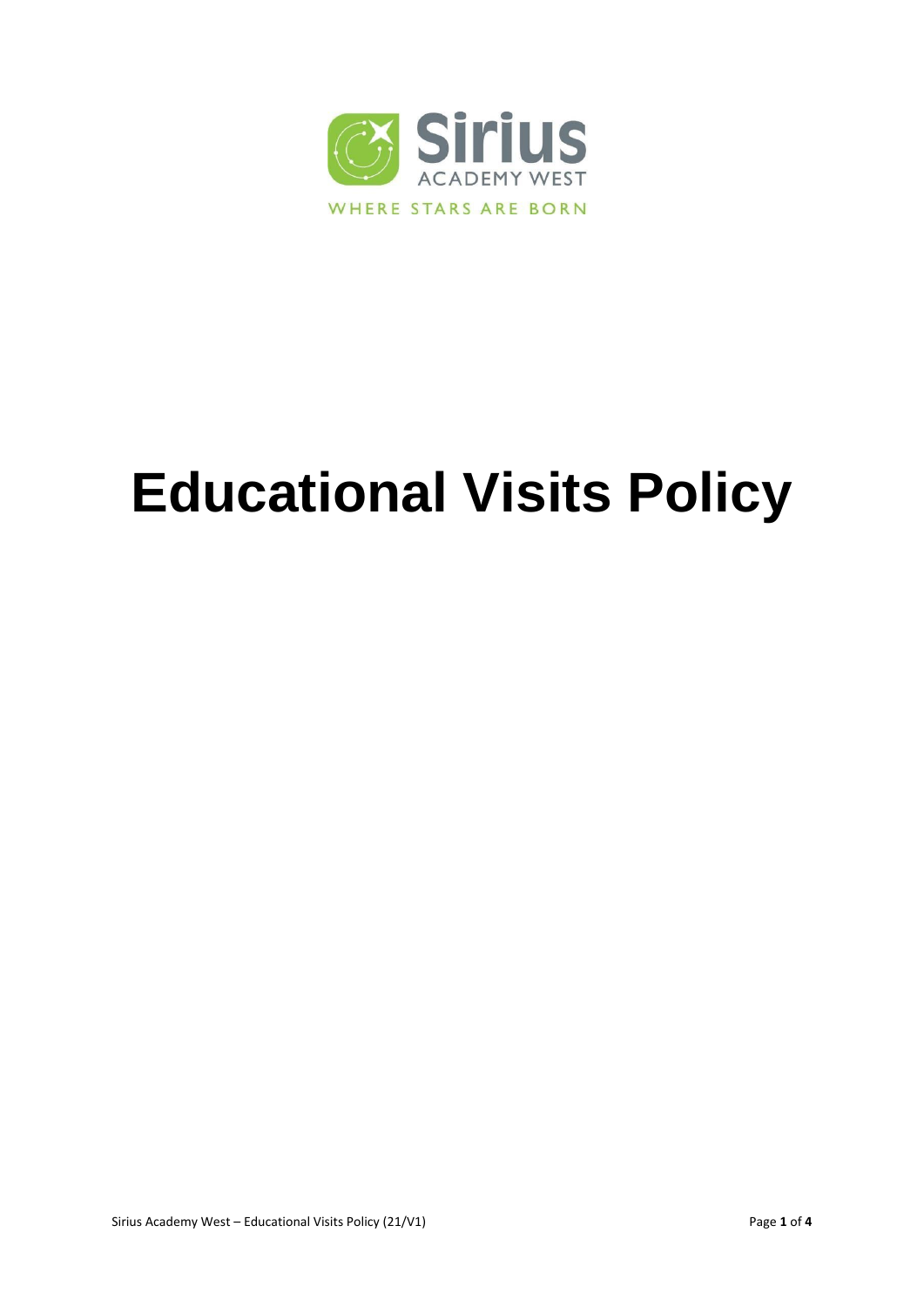Sirius

ACADEMY WEST

WHERE STARS ARE BORN

# Educational Visits Policy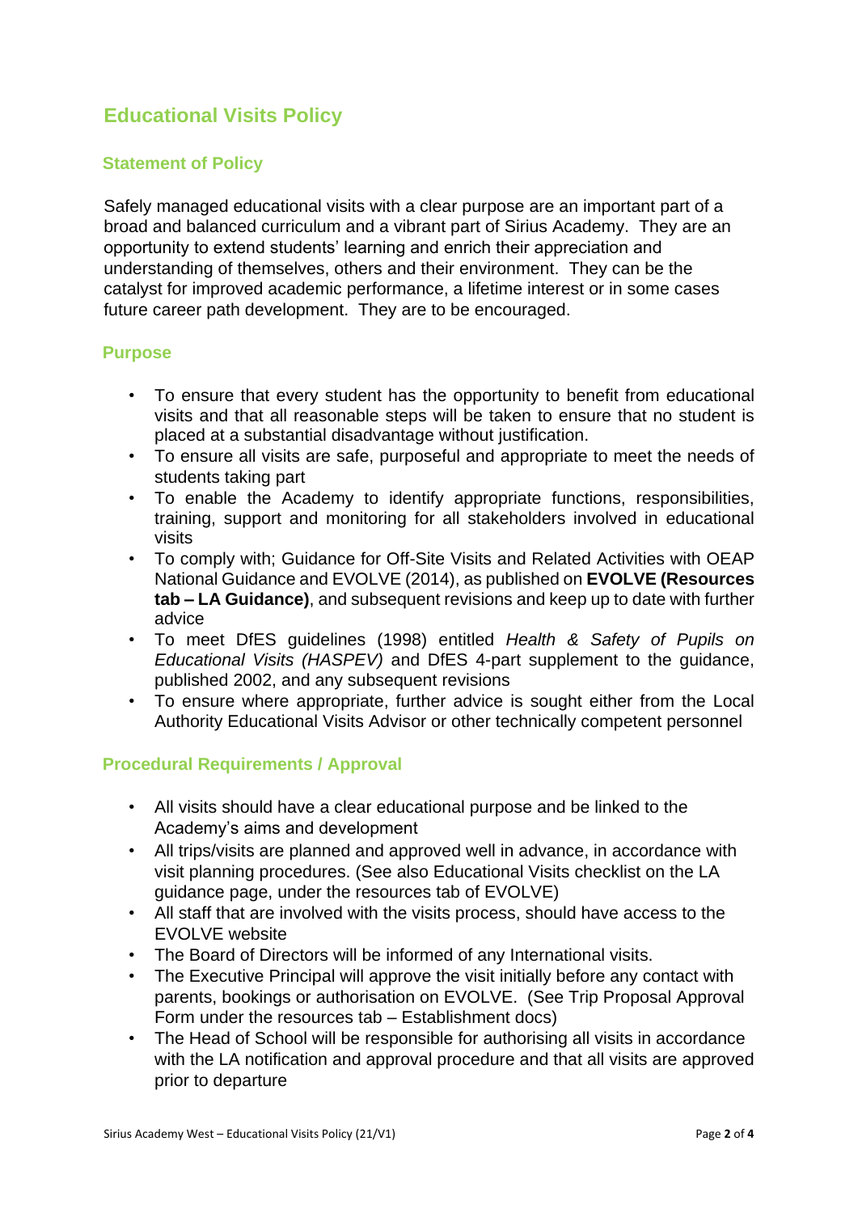# Educational Visits Policy

## Statement of Policy

Safely managed educational visits with a clear purpose are an important part of a broad and balanced curriculum and a vibrant part of Sirius Academy. They are an opportunity to extend students' learning and enrich their appreciation and understanding of themselves, others and their environment. They can be the catalyst for improved academic performance, a lifetime interest or in some cases future career path development. They are to be encouraged.

## Purpose

- To ensure that every student has the opportunity to benefit from educational visits and that all reasonable steps will be taken to ensure that no student is placed at a substantial disadvantage without justification.
- To ensure all visits are safe, purposeful and appropriate to meet the needs of students taking part
- To enable the Academy to identify appropriate functions, responsibilities, training, support and monitoring for all stakeholders involved in educational visits
- To comply with; Guidance for Off-Site Visits and Related Activities with OEAP National Guidance and EVOLVE (2014), as published on **EVOLVE (Resources tab – LA Guidance)**, and subsequent revisions and keep up to date with further advice
- To meet DfES guidelines (1998) entitled *Health & Safety of Pupils on Educational Visits (HASPEV)* and DfES 4-part supplement to the guidance, published 2002, and any subsequent revisions
- To ensure where appropriate, further advice is sought either from the Local Authority Educational Visits Advisor or other technically competent personnel

## Procedural Requirements / Approval

- All visits should have a clear educational purpose and be linked to the Academy's aims and development
- All trips/visits are planned and approved well in advance, in accordance with visit planning procedures. (See also Educational Visits checklist on the LA guidance page, under the resources tab of EVOLVE)
- All staff that are involved with the visits process, should have access to the EVOLVE website
- The Board of Directors will be informed of any International visits.
- The Executive Principal will approve the visit initially before any contact with parents, bookings or authorisation on EVOLVE. (See Trip Proposal Approval Form under the resources tab – Establishment docs)
- The Head of School will be responsible for authorising all visits in accordance with the LA notification and approval procedure and that all visits are approved prior to departure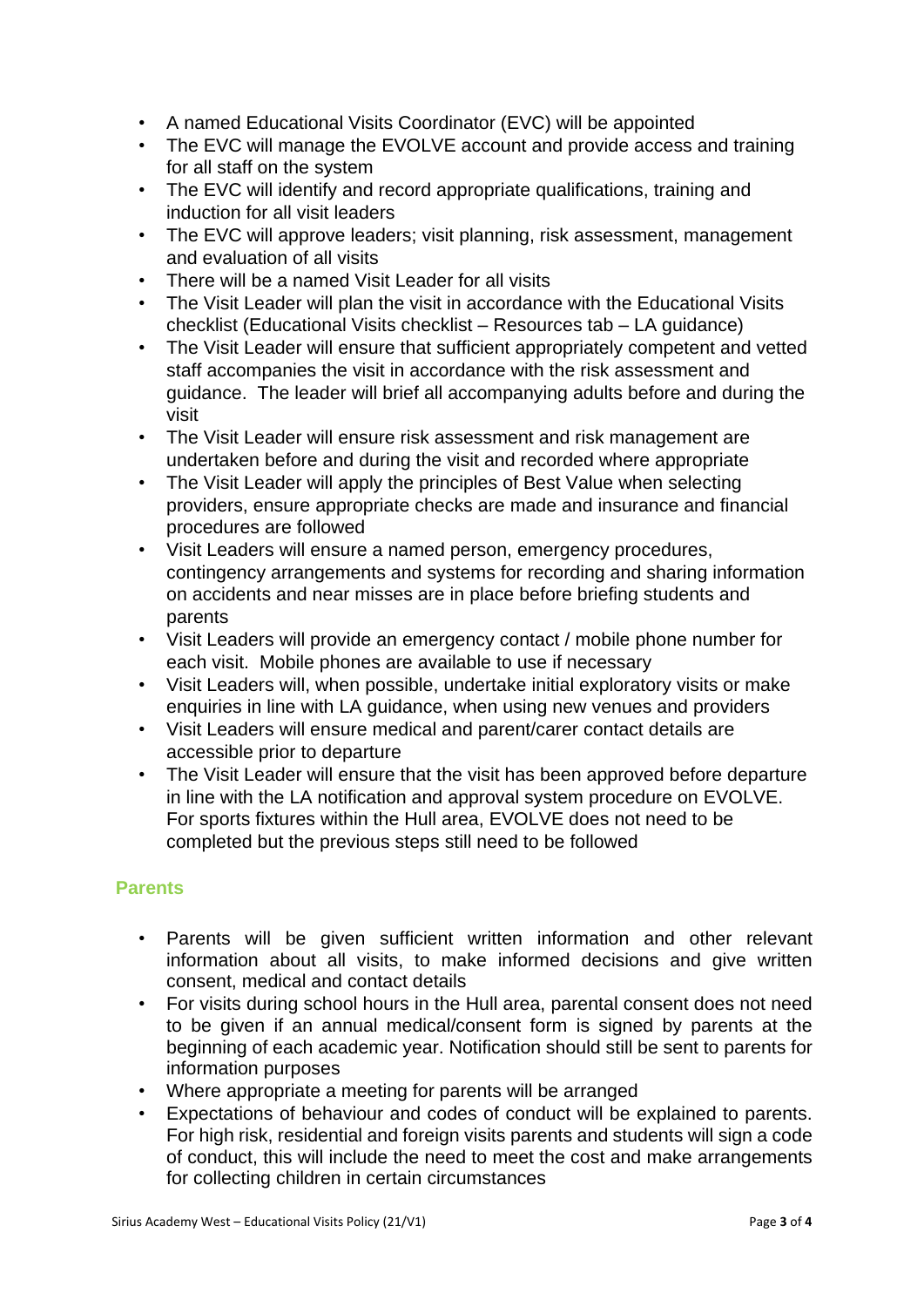- A named Educational Visits Coordinator (EVC) will be appointed
- The EVC will manage the EVOLVE account and provide access and training for all staff on the system
- The EVC will identify and record appropriate qualifications, training and induction for all visit leaders
- The EVC will approve leaders; visit planning, risk assessment, management and evaluation of all visits
- There will be a named Visit Leader for all visits
- The Visit Leader will plan the visit in accordance with the Educational Visits checklist (Educational Visits checklist – Resources tab – LA guidance)
- The Visit Leader will ensure that sufficient appropriately competent and vetted staff accompanies the visit in accordance with the risk assessment and guidance. The leader will brief all accompanying adults before and during the visit
- The Visit Leader will ensure risk assessment and risk management are undertaken before and during the visit and recorded where appropriate
- The Visit Leader will apply the principles of Best Value when selecting providers, ensure appropriate checks are made and insurance and financial procedures are followed
- Visit Leaders will ensure a named person, emergency procedures, contingency arrangements and systems for recording and sharing information on accidents and near misses are in place before briefing students and parents
- Visit Leaders will provide an emergency contact / mobile phone number for each visit. Mobile phones are available to use if necessary
- Visit Leaders will, when possible, undertake initial exploratory visits or make enquiries in line with LA guidance, when using new venues and providers
- Visit Leaders will ensure medical and parent/carer contact details are accessible prior to departure
- The Visit Leader will ensure that the visit has been approved before departure in line with the LA notification and approval system procedure on EVOLVE. For sports fixtures within the Hull area, EVOLVE does not need to be completed but the previous steps still need to be followed

## Parents

- Parents will be given sufficient written information and other relevant information about all visits, to make informed decisions and give written consent, medical and contact details
- For visits during school hours in the Hull area, parental consent does not need to be given if an annual medical/consent form is signed by parents at the beginning of each academic year. Notification should still be sent to parents for information purposes
- Where appropriate a meeting for parents will be arranged
- Expectations of behaviour and codes of conduct will be explained to parents. For high risk, residential and foreign visits parents and students will sign a code of conduct, this will include the need to meet the cost and make arrangements for collecting children in certain circumstances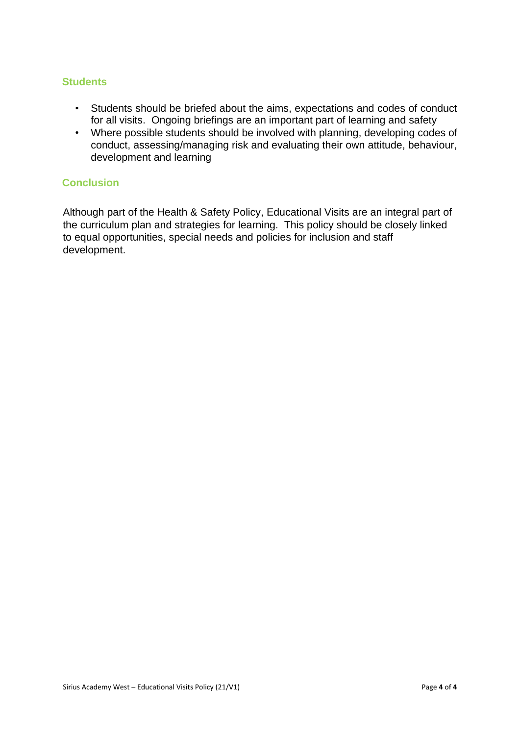## Students

- Students should be briefed about the aims, expectations and codes of conduct for all visits. Ongoing briefings are an important part of learning and safety
- Where possible students should be involved with planning, developing codes of conduct, assessing/managing risk and evaluating their own attitude, behaviour, development and learning

## Conclusion

Although part of the Health & Safety Policy, Educational Visits are an integral part of the curriculum plan and strategies for learning. This policy should be closely linked to equal opportunities, special needs and policies for inclusion and staff development.